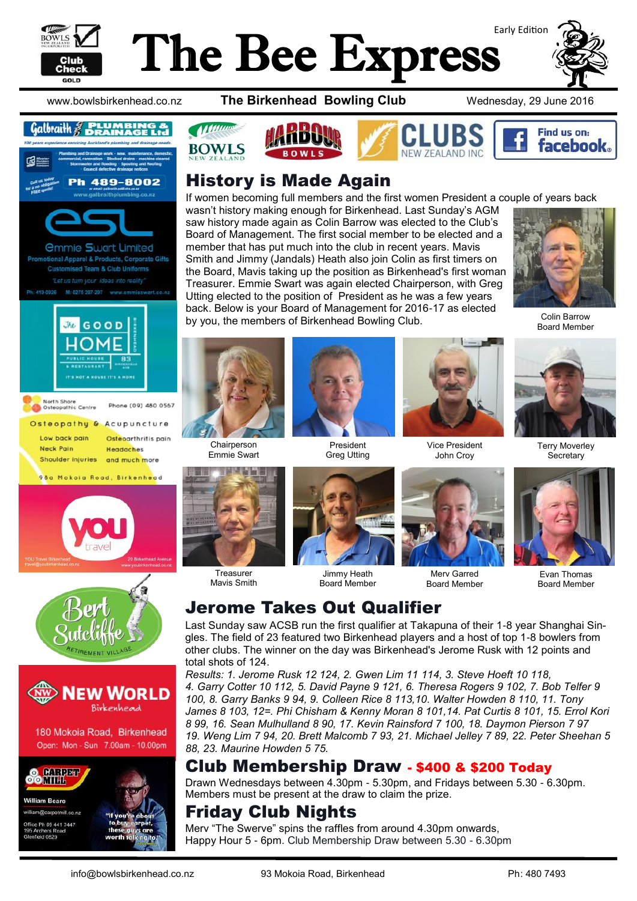# The Bee Express

Early Edition

www.bowlsbirkenhead.co.nz — **The Birkenhead Bowling Club** — Wednesday, 29 June 2016

## History is Made Again

If women becoming full members and the first women President a couple of years back wasn't history making enough for Birkenhead. Last Sunday's AGM saw history made again as Colin Barrow was elected to the Club's Board of Management. The first social member to be elected and a member that has put much into the club in recent years. Mavis Smith and Jimmy (Jandals) Heath also join Colin as first timers on the Board, Mavis taking up the position as Birkenhead's first woman Treasurer. Emmie Swart was again elected Chairperson, with Greg Utting elected to the position of President as he was a few years back. Below is your Board of Management for 2016-17 as elected by you, the members of Birkenhead Bowling Club.

Colin Barrow
Board Member

Chairperson
Emmie Swart

President
Greg Utting

Vice President
John Croy

Terry Moverley
Secretary

Treasurer
Mavis Smith

Jimmy Heath
Board Member

Merv Garred
Board Member

Evan Thomas
Board Member

## Jerome Takes Out Qualifier

Last Sunday saw ACSB run the first qualifier at Takapuna of their 1-8 year Shanghai Singles. The field of 23 featured two Birkenhead players and a host of top 1-8 bowlers from other clubs. The winner on the day was Birkenhead's Jerome Rusk with 12 points and total shots of 124.

*Results: 1. Jerome Rusk 12 124, 2. Gwen Lim 11 114, 3. Steve Hoeft 10 118, 4. Garry Cotter 10 112, 5. David Payne 9 121, 6. Theresa Rogers 9 102, 7. Bob Telfer 9 100, 8. Garry Banks 9 94, 9. Colleen Rice 8 113,10. Walter Howden 8 110, 11. Tony James 8 103, 12=. Phi Chisham & Kenny Moran 8 101,14. Pat Curtis 8 101, 15. Errol Kori 8 99, 16. Sean Mulhulland 8 90, 17. Kevin Rainsford 7 100, 18. Daymon Pierson 7 97 19. Weng Lim 7 94, 20. Brett Malcomb 7 93, 21. Michael Jelley 7 89, 22. Peter Sheehan 5 88, 23. Maurine Howden 5 75.*

## Club Membership Draw - $400 & $200 Today

Drawn Wednesdays between 4.30pm - 5.30pm, and Fridays between 5.30 - 6.30pm. Members must be present at the draw to claim the prize.

## Friday Club Nights

Merv "The Swerve" spins the raffles from around 4.30pm onwards,
Happy Hour 5 - 6pm. Club Membership Draw between 5.30 - 6.30pm.

info@bowlsbirkenhead.co.nz — 93 Mokoia Road, Birkenhead — Ph: 480 7493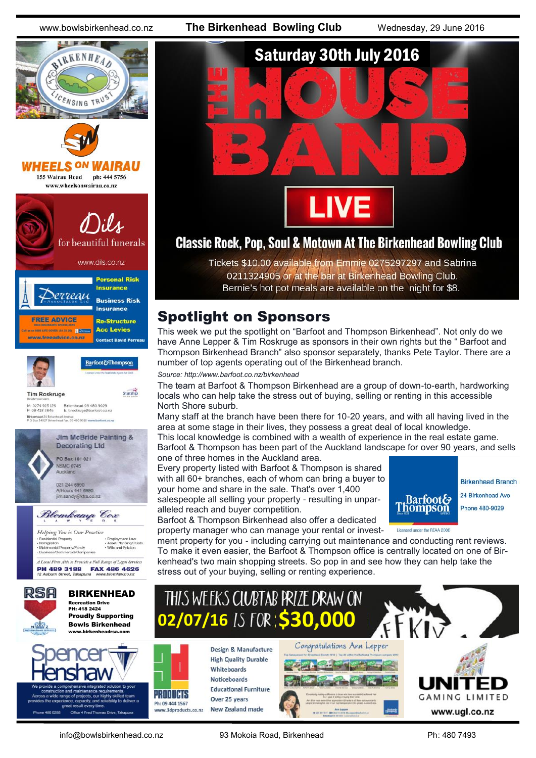# Saturday 30th July 2016

# THE HOUSE BAND

# LIVE

## Classic Rock, Pop, Soul & Motown At The Birkenhead Bowling Club

Tickets $10.00 available from Emmie 0275297297 and Sabrina 0211324905 or at the bar at Birkenhead Bowling Club.
Bernie's hot pot meals are available on the night for $8.

## Spotlight on Sponsors

This week we put the spotlight on "Barfoot and Thompson Birkenhead". Not only do we have Anne Lepper & Tim Roskruge as sponsors in their own rights but the " Barfoot and Thompson Birkenhead Branch" also sponsor separately, thanks Pete Taylor. There are a number of top agents operating out of the Birkenhead branch.

*Source: http://www.barfoot.co.nz/birkenhead*

The team at Barfoot & Thompson Birkenhead are a group of down-to-earth, hardworking locals who can help take the stress out of buying, selling or renting in this accessible North Shore suburb.

Many staff at the branch have been there for 10-20 years, and with all having lived in the area at some stage in their lives, they possess a great deal of local knowledge.

This local knowledge is combined with a wealth of experience in the real estate game. Barfoot & Thompson has been part of the Auckland landscape for over 90 years, and sells one of three homes in the Auckland area.

Every property listed with Barfoot & Thompson is shared with all 60+ branches, each of whom can bring a buyer to your home and share in the sale. That's over 1,400 salespeople all selling your property - resulting in unparalleled reach and buyer competition.

Barfoot & Thompson Birkenhead also offer a dedicated property manager who can manage your rental or investment property for you - including carrying out maintenance and conducting rent reviews. To make it even easier, the Barfoot & Thompson office is centrally located on one of Birkenhead's two main shopping streets. So pop in and see how they can help take the stress out of your buying, selling or renting experience.

Barfoot & Thompson
Birkenhead Branch
24 Birkenhead Ave
Phone 480-9029
Licensed under the REAA 2008

THIS WEEKS CLUBTAB PRIZE DRAW ON 02/07/16 IS FOR $30,000

Birkenhead Licensing Trust

WHEELS ON WAIRAU
155 Wairau Road ph: 444 5756
www.wheelsonwairau.co.nz

Dils for beautiful funerals
www.dils.co.nz

Perreau Associates Ltd
Personal Risk Insurance
Business Risk Insurance
Re-Structure
Acc Levies
FREE ADVICE
www.freeadvice.co.nz
Contact David Perreau

Barfoot&Thompson
Tim Roskruge
Residential Sales
M: 0274 923 125 Birkenhead 09 480 9029
P: 09 418 3846 E: troskruge@barfoot.co.nz

Jim McBride Painting & Decorating Ltd
PO Box 101 021
NSMC 0745
Auckland
021 244 6990
A/Hours 441 6990
jim.sandy@xtra.co.nz

Blomkamp Cox Lawyers
Helping You is Our Practice
- Residential Property
- Immigration
- Matrimonial Property/Family
- Business/Commercial/Companies
- Employment Law
- Asset Planning/Trusts
- Wills and Estates

A Local Firm Able to Provide a Full Range of Legal Services
PH 489 3188 FAX 486 4626
12 Auburn Street, Takapuna www.blomlaw.co.nz

RSA BIRKENHEAD
Recreation Drive
PH: 418 2424
Proudly Supporting Bowls Birkenhead
www.birkenheadrsa.com

Spencer Henshaw
We provide a comprehensive integrated solution to your construction and maintenance requirements.
Across a wide range of projects, our highly skilled team provides the experience, capacity, and reliability to deliver a great result every time.
Phone 486 0288 Office 4 Fred Thomas Drive, Takapuna

3D PRODUCTS
Ph: 09 444 1567
www.3dproducts.co.nz
Design & Manufacture
High Quality Durable
Whiteboards
Noticeboards
Educational Furniture
Over 25 years
New Zealand made

Congratulations Ann Lepper

UNITED GAMING LIMITED
www.ugl.co.nz